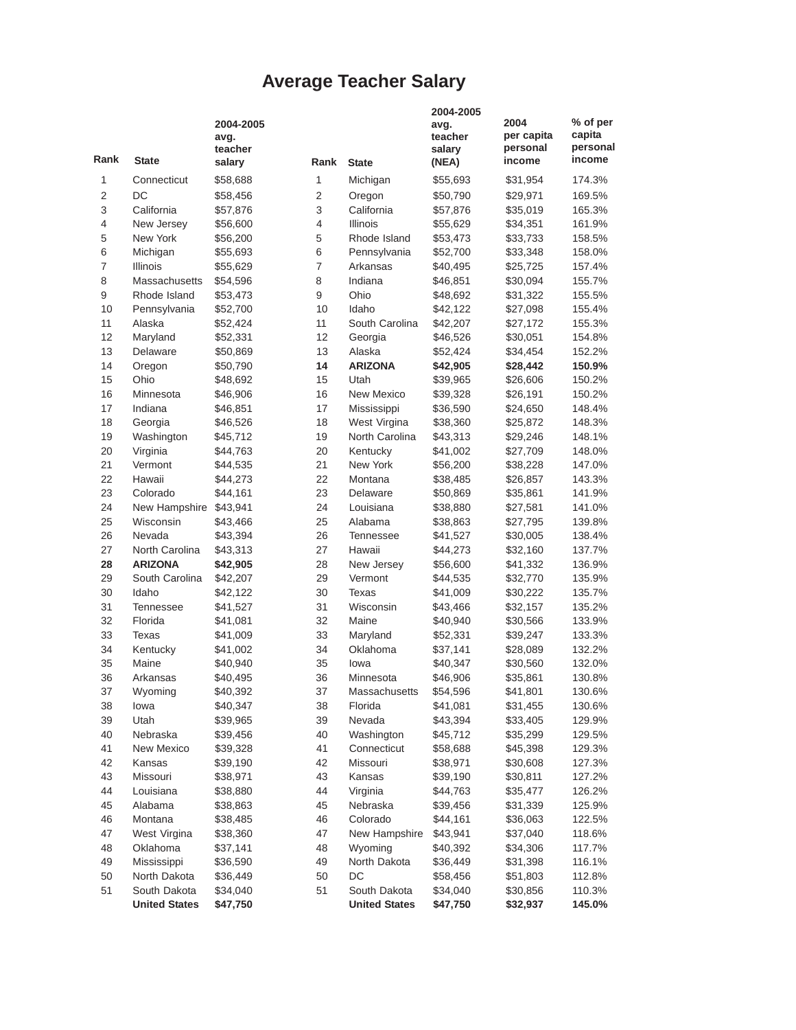# Average Teacher Salary

| Rank | State | 2004-2005 avg. teacher salary |
|---|---|---|
| 1 | Connecticut | $58,688 |
| 2 | DC | $58,456 |
| 3 | California | $57,876 |
| 4 | New Jersey | $56,600 |
| 5 | New York | $56,200 |
| 6 | Michigan | $55,693 |
| 7 | Illinois | $55,629 |
| 8 | Massachusetts | $54,596 |
| 9 | Rhode Island | $53,473 |
| 10 | Pennsylvania | $52,700 |
| 11 | Alaska | $52,424 |
| 12 | Maryland | $52,331 |
| 13 | Delaware | $50,869 |
| 14 | Oregon | $50,790 |
| 15 | Ohio | $48,692 |
| 16 | Minnesota | $46,906 |
| 17 | Indiana | $46,851 |
| 18 | Georgia | $46,526 |
| 19 | Washington | $45,712 |
| 20 | Virginia | $44,763 |
| 21 | Vermont | $44,535 |
| 22 | Hawaii | $44,273 |
| 23 | Colorado | $44,161 |
| 24 | New Hampshire | $43,941 |
| 25 | Wisconsin | $43,466 |
| 26 | Nevada | $43,394 |
| 27 | North Carolina | $43,313 |
| **28** | **ARIZONA** | **$42,905** |
| 29 | South Carolina | $42,207 |
| 30 | Idaho | $42,122 |
| 31 | Tennessee | $41,527 |
| 32 | Florida | $41,081 |
| 33 | Texas | $41,009 |
| 34 | Kentucky | $41,002 |
| 35 | Maine | $40,940 |
| 36 | Arkansas | $40,495 |
| 37 | Wyoming | $40,392 |
| 38 | Iowa | $40,347 |
| 39 | Utah | $39,965 |
| 40 | Nebraska | $39,456 |
| 41 | New Mexico | $39,328 |
| 42 | Kansas | $39,190 |
| 43 | Missouri | $38,971 |
| 44 | Louisiana | $38,880 |
| 45 | Alabama | $38,863 |
| 46 | Montana | $38,485 |
| 47 | West Virgina | $38,360 |
| 48 | Oklahoma | $37,141 |
| 49 | Mississippi | $36,590 |
| 50 | North Dakota | $36,449 |
| 51 | South Dakota | $34,040 |
| | **United States** | **$47,750** |

| Rank | State | 2004-2005 avg. teacher salary (NEA) | 2004 per capita personal income | % of per capita personal income |
|---|---|---|---|---|
| 1 | Michigan | $55,693 | $31,954 | 174.3% |
| 2 | Oregon | $50,790 | $29,971 | 169.5% |
| 3 | California | $57,876 | $35,019 | 165.3% |
| 4 | Illinois | $55,629 | $34,351 | 161.9% |
| 5 | Rhode Island | $53,473 | $33,733 | 158.5% |
| 6 | Pennsylvania | $52,700 | $33,348 | 158.0% |
| 7 | Arkansas | $40,495 | $25,725 | 157.4% |
| 8 | Indiana | $46,851 | $30,094 | 155.7% |
| 9 | Ohio | $48,692 | $31,322 | 155.5% |
| 10 | Idaho | $42,122 | $27,098 | 155.4% |
| 11 | South Carolina | $42,207 | $27,172 | 155.3% |
| 12 | Georgia | $46,526 | $30,051 | 154.8% |
| 13 | Alaska | $52,424 | $34,454 | 152.2% |
| **14** | **ARIZONA** | **$42,905** | **$28,442** | **150.9%** |
| 15 | Utah | $39,965 | $26,606 | 150.2% |
| 16 | New Mexico | $39,328 | $26,191 | 150.2% |
| 17 | Mississippi | $36,590 | $24,650 | 148.4% |
| 18 | West Virgina | $38,360 | $25,872 | 148.3% |
| 19 | North Carolina | $43,313 | $29,246 | 148.1% |
| 20 | Kentucky | $41,002 | $27,709 | 148.0% |
| 21 | New York | $56,200 | $38,228 | 147.0% |
| 22 | Montana | $38,485 | $26,857 | 143.3% |
| 23 | Delaware | $50,869 | $35,861 | 141.9% |
| 24 | Louisiana | $38,880 | $27,581 | 141.0% |
| 25 | Alabama | $38,863 | $27,795 | 139.8% |
| 26 | Tennessee | $41,527 | $30,005 | 138.4% |
| 27 | Hawaii | $44,273 | $32,160 | 137.7% |
| 28 | New Jersey | $56,600 | $41,332 | 136.9% |
| 29 | Vermont | $44,535 | $32,770 | 135.9% |
| 30 | Texas | $41,009 | $30,222 | 135.7% |
| 31 | Wisconsin | $43,466 | $32,157 | 135.2% |
| 32 | Maine | $40,940 | $30,566 | 133.9% |
| 33 | Maryland | $52,331 | $39,247 | 133.3% |
| 34 | Oklahoma | $37,141 | $28,089 | 132.2% |
| 35 | Iowa | $40,347 | $30,560 | 132.0% |
| 36 | Minnesota | $46,906 | $35,861 | 130.8% |
| 37 | Massachusetts | $54,596 | $41,801 | 130.6% |
| 38 | Florida | $41,081 | $31,455 | 130.6% |
| 39 | Nevada | $43,394 | $33,405 | 129.9% |
| 40 | Washington | $45,712 | $35,299 | 129.5% |
| 41 | Connecticut | $58,688 | $45,398 | 129.3% |
| 42 | Missouri | $38,971 | $30,608 | 127.3% |
| 43 | Kansas | $39,190 | $30,811 | 127.2% |
| 44 | Virginia | $44,763 | $35,477 | 126.2% |
| 45 | Nebraska | $39,456 | $31,339 | 125.9% |
| 46 | Colorado | $44,161 | $36,063 | 122.5% |
| 47 | New Hampshire | $43,941 | $37,040 | 118.6% |
| 48 | Wyoming | $40,392 | $34,306 | 117.7% |
| 49 | North Dakota | $36,449 | $31,398 | 116.1% |
| 50 | DC | $58,456 | $51,803 | 112.8% |
| 51 | South Dakota | $34,040 | $30,856 | 110.3% |
| | **United States** | **$47,750** | **$32,937** | **145.0%** |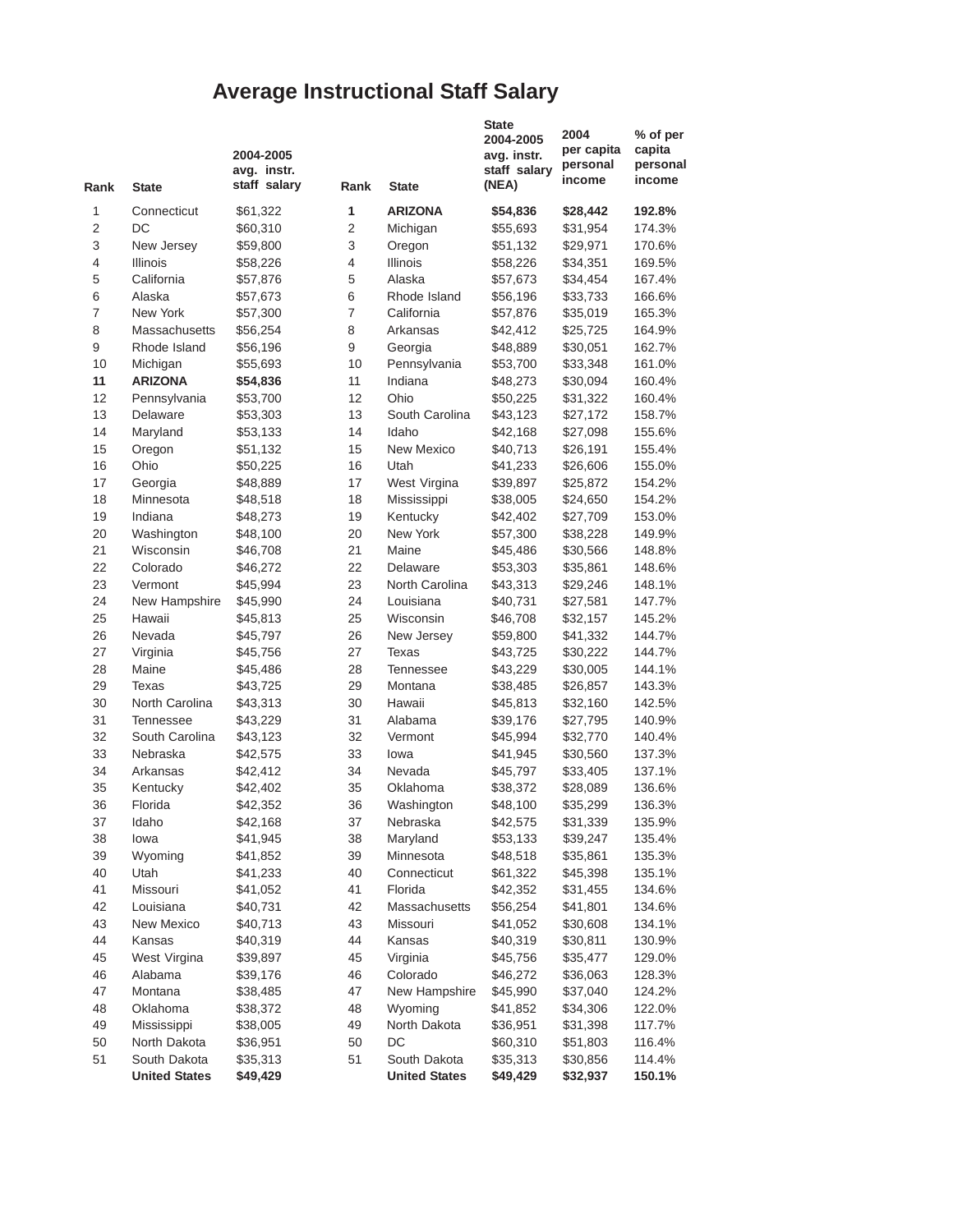# Average Instructional Staff Salary

| Rank | State | 2004-2005 avg. instr. staff salary | Rank | State | State 2004-2005 avg. instr. staff salary (NEA) | 2004 per capita personal income | % of per capita personal income |
|---|---|---|---|---|---|---|---|
| 1 | Connecticut | $61,322 | **1** | **ARIZONA** | **$54,836** | **$28,442** | **192.8%** |
| 2 | DC | $60,310 | 2 | Michigan | $55,693 | $31,954 | 174.3% |
| 3 | New Jersey | $59,800 | 3 | Oregon | $51,132 | $29,971 | 170.6% |
| 4 | Illinois | $58,226 | 4 | Illinois | $58,226 | $34,351 | 169.5% |
| 5 | California | $57,876 | 5 | Alaska | $57,673 | $34,454 | 167.4% |
| 6 | Alaska | $57,673 | 6 | Rhode Island | $56,196 | $33,733 | 166.6% |
| 7 | New York | $57,300 | 7 | California | $57,876 | $35,019 | 165.3% |
| 8 | Massachusetts | $56,254 | 8 | Arkansas | $42,412 | $25,725 | 164.9% |
| 9 | Rhode Island | $56,196 | 9 | Georgia | $48,889 | $30,051 | 162.7% |
| 10 | Michigan | $55,693 | 10 | Pennsylvania | $53,700 | $33,348 | 161.0% |
| **11** | **ARIZONA** | **$54,836** | 11 | Indiana | $48,273 | $30,094 | 160.4% |
| 12 | Pennsylvania | $53,700 | 12 | Ohio | $50,225 | $31,322 | 160.4% |
| 13 | Delaware | $53,303 | 13 | South Carolina | $43,123 | $27,172 | 158.7% |
| 14 | Maryland | $53,133 | 14 | Idaho | $42,168 | $27,098 | 155.6% |
| 15 | Oregon | $51,132 | 15 | New Mexico | $40,713 | $26,191 | 155.4% |
| 16 | Ohio | $50,225 | 16 | Utah | $41,233 | $26,606 | 155.0% |
| 17 | Georgia | $48,889 | 17 | West Virgina | $39,897 | $25,872 | 154.2% |
| 18 | Minnesota | $48,518 | 18 | Mississippi | $38,005 | $24,650 | 154.2% |
| 19 | Indiana | $48,273 | 19 | Kentucky | $42,402 | $27,709 | 153.0% |
| 20 | Washington | $48,100 | 20 | New York | $57,300 | $38,228 | 149.9% |
| 21 | Wisconsin | $46,708 | 21 | Maine | $45,486 | $30,566 | 148.8% |
| 22 | Colorado | $46,272 | 22 | Delaware | $53,303 | $35,861 | 148.6% |
| 23 | Vermont | $45,994 | 23 | North Carolina | $43,313 | $29,246 | 148.1% |
| 24 | New Hampshire | $45,990 | 24 | Louisiana | $40,731 | $27,581 | 147.7% |
| 25 | Hawaii | $45,813 | 25 | Wisconsin | $46,708 | $32,157 | 145.2% |
| 26 | Nevada | $45,797 | 26 | New Jersey | $59,800 | $41,332 | 144.7% |
| 27 | Virginia | $45,756 | 27 | Texas | $43,725 | $30,222 | 144.7% |
| 28 | Maine | $45,486 | 28 | Tennessee | $43,229 | $30,005 | 144.1% |
| 29 | Texas | $43,725 | 29 | Montana | $38,485 | $26,857 | 143.3% |
| 30 | North Carolina | $43,313 | 30 | Hawaii | $45,813 | $32,160 | 142.5% |
| 31 | Tennessee | $43,229 | 31 | Alabama | $39,176 | $27,795 | 140.9% |
| 32 | South Carolina | $43,123 | 32 | Vermont | $45,994 | $32,770 | 140.4% |
| 33 | Nebraska | $42,575 | 33 | Iowa | $41,945 | $30,560 | 137.3% |
| 34 | Arkansas | $42,412 | 34 | Nevada | $45,797 | $33,405 | 137.1% |
| 35 | Kentucky | $42,402 | 35 | Oklahoma | $38,372 | $28,089 | 136.6% |
| 36 | Florida | $42,352 | 36 | Washington | $48,100 | $35,299 | 136.3% |
| 37 | Idaho | $42,168 | 37 | Nebraska | $42,575 | $31,339 | 135.9% |
| 38 | Iowa | $41,945 | 38 | Maryland | $53,133 | $39,247 | 135.4% |
| 39 | Wyoming | $41,852 | 39 | Minnesota | $48,518 | $35,861 | 135.3% |
| 40 | Utah | $41,233 | 40 | Connecticut | $61,322 | $45,398 | 135.1% |
| 41 | Missouri | $41,052 | 41 | Florida | $42,352 | $31,455 | 134.6% |
| 42 | Louisiana | $40,731 | 42 | Massachusetts | $56,254 | $41,801 | 134.6% |
| 43 | New Mexico | $40,713 | 43 | Missouri | $41,052 | $30,608 | 134.1% |
| 44 | Kansas | $40,319 | 44 | Kansas | $40,319 | $30,811 | 130.9% |
| 45 | West Virgina | $39,897 | 45 | Virginia | $45,756 | $35,477 | 129.0% |
| 46 | Alabama | $39,176 | 46 | Colorado | $46,272 | $36,063 | 128.3% |
| 47 | Montana | $38,485 | 47 | New Hampshire | $45,990 | $37,040 | 124.2% |
| 48 | Oklahoma | $38,372 | 48 | Wyoming | $41,852 | $34,306 | 122.0% |
| 49 | Mississippi | $38,005 | 49 | North Dakota | $36,951 | $31,398 | 117.7% |
| 50 | North Dakota | $36,951 | 50 | DC | $60,310 | $51,803 | 116.4% |
| 51 | South Dakota | $35,313 | 51 | South Dakota | $35,313 | $30,856 | 114.4% |
| | **United States** | **$49,429** | | **United States** | **$49,429** | **$32,937** | **150.1%** |